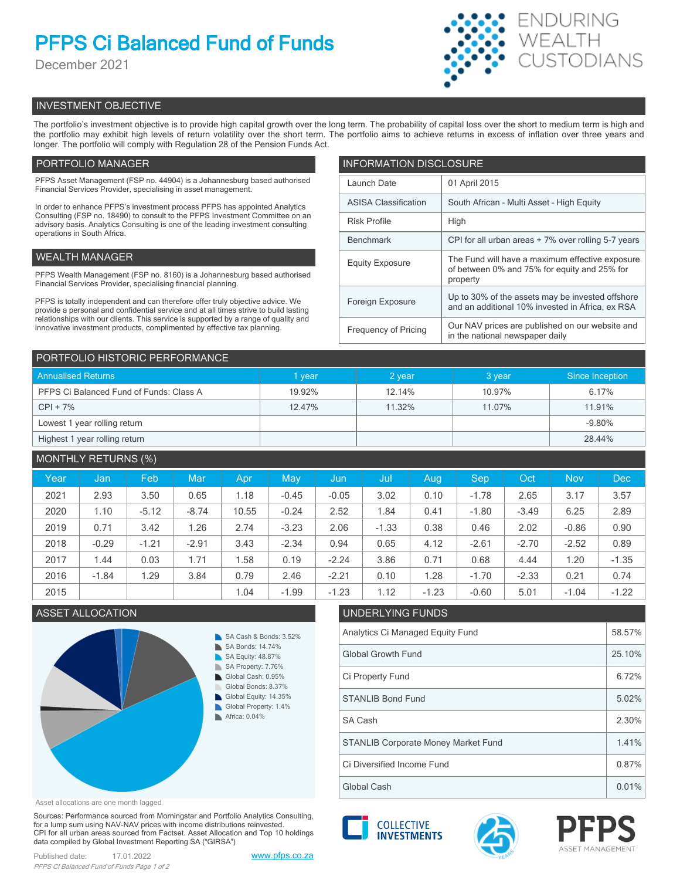# PFPS Ci Balanced Fund of Funds

December 2021

ENDURING WEALTH CUSTODIANS

## INVESTMENT OBJECTIVE

The portfolio's investment objective is to provide high capital growth over the long term. The probability of capital loss over the short to medium term is high and the portfolio may exhibit high levels of return volatility over the short term. The portfolio aims to achieve returns in excess of inflation over three years and longer. The portfolio will comply with Regulation 28 of the Pension Funds Act.

## PORTFOLIO MANAGER

PFPS Asset Management (FSP no. 44904) is a Johannesburg based authorised Financial Services Provider, specialising in asset management.

In order to enhance PFPS's investment process PFPS has appointed Analytics Consulting (FSP no. 18490) to consult to the PFPS Investment Committee on an advisory basis. Analytics Consulting is one of the leading investment consulting operations in South Africa.

## WEALTH MANAGER

PFPS Wealth Management (FSP no. 8160) is a Johannesburg based authorised Financial Services Provider, specialising financial planning.

PFPS is totally independent and can therefore offer truly objective advice. We provide a personal and confidential service and at all times strive to build lasting relationships with our clients. This service is supported by a range of quality and innovative investment products, complimented by effective tax planning.

## INFORMATION DISCLOSURE

| | |
|---|---|
| Launch Date | 01 April 2015 |
| ASISA Classification | South African - Multi Asset - High Equity |
| Risk Profile | High |
| Benchmark | CPI for all urban areas + 7% over rolling 5-7 years |
| Equity Exposure | The Fund will have a maximum effective exposure of between 0% and 75% for equity and 25% for property |
| Foreign Exposure | Up to 30% of the assets may be invested offshore and an additional 10% invested in Africa, ex RSA |
| Frequency of Pricing | Our NAV prices are published on our website and in the national newspaper daily |

## PORTFOLIO HISTORIC PERFORMANCE

| Annualised Returns | 1 year | 2 year | 3 year | Since Inception |
|---|---|---|---|---|
| PFPS Ci Balanced Fund of Funds: Class A | 19.92% | 12.14% | 10.97% | 6.17% |
| CPI + 7% | 12.47% | 11.32% | 11.07% | 11.91% |
| Lowest 1 year rolling return | | | | -9.80% |
| Highest 1 year rolling return | | | | 28.44% |

## MONTHLY RETURNS (%)

| Year | Jan | Feb | Mar | Apr | May | Jun | Jul | Aug | Sep | Oct | Nov | Dec |
|---|---|---|---|---|---|---|---|---|---|---|---|---|
| 2021 | 2.93 | 3.50 | 0.65 | 1.18 | -0.45 | -0.05 | 3.02 | 0.10 | -1.78 | 2.65 | 3.17 | 3.57 |
| 2020 | 1.10 | -5.12 | -8.74 | 10.55 | -0.24 | 2.52 | 1.84 | 0.41 | -1.80 | -3.49 | 6.25 | 2.89 |
| 2019 | 0.71 | 3.42 | 1.26 | 2.74 | -3.23 | 2.06 | -1.33 | 0.38 | 0.46 | 2.02 | -0.86 | 0.90 |
| 2018 | -0.29 | -1.21 | -2.91 | 3.43 | -2.34 | 0.94 | 0.65 | 4.12 | -2.61 | -2.70 | -2.52 | 0.89 |
| 2017 | 1.44 | 0.03 | 1.71 | 1.58 | 0.19 | -2.24 | 3.86 | 0.71 | 0.68 | 4.44 | 1.20 | -1.35 |
| 2016 | -1.84 | 1.29 | 3.84 | 0.79 | 2.46 | -2.21 | 0.10 | 1.28 | -1.70 | -2.33 | 0.21 | 0.74 |
| 2015 | | | | 1.04 | -1.99 | -1.23 | 1.12 | -1.23 | -0.60 | 5.01 | -1.04 | -1.22 |

## ASSET ALLOCATION

- SA Cash & Bonds: 3.52%
- SA Bonds: 14.74%
- SA Equity: 48.87%
- SA Property: 7.76%
- Global Cash: 0.95%
- Global Bonds: 8.37%
- Global Equity: 14.35%
- Global Property: 1.4%
- Africa: 0.04%

Asset allocations are one month lagged

## UNDERLYING FUNDS

| | |
|---|---|
| Analytics Ci Managed Equity Fund | 58.57% |
| Global Growth Fund | 25.10% |
| Ci Property Fund | 6.72% |
| STANLIB Bond Fund | 5.02% |
| SA Cash | 2.30% |
| STANLIB Corporate Money Market Fund | 1.41% |
| Ci Diversified Income Fund | 0.87% |
| Global Cash | 0.01% |

Sources: Performance sourced from Morningstar and Portfolio Analytics Consulting, for a lump sum using NAV-NAV prices with income distributions reinvested. CPI for all urban areas sourced from Factset. Asset Allocation and Top 10 holdings data compiled by Global Investment Reporting SA ("GIRSA")

Published date: 17.01.2022

www.pfps.co.za

COLLECTIVE INVESTMENTS

PFPS ASSET MANAGEMENT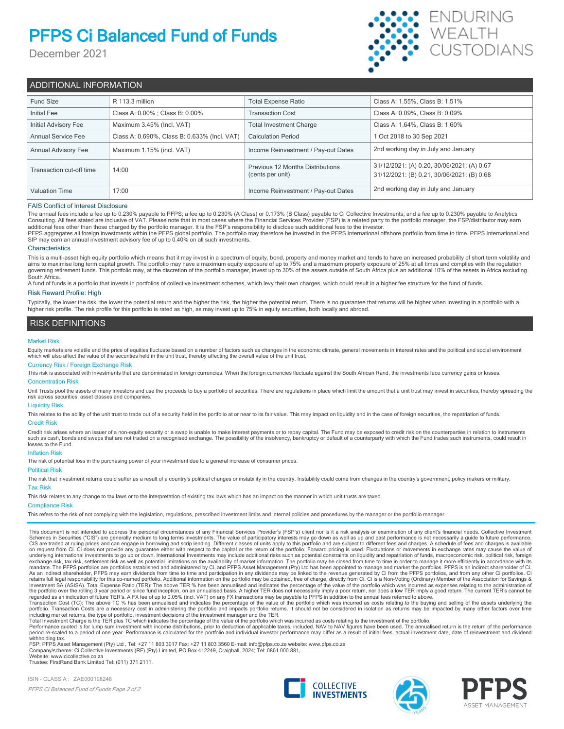# PFPS Ci Balanced Fund of Funds

December 2021

ENDURING WEALTH CUSTODIANS

## ADDITIONAL INFORMATION

| | | | |
|---|---|---|---|
| Fund Size | R 113.3 million | Total Expense Ratio | Class A: 1.55%, Class B: 1.51% |
| Initial Fee | Class A: 0.00% ; Class B: 0.00% | Transaction Cost | Class A: 0.09%, Class B: 0.09% |
| Initial Advisory Fee | Maximum 3.45% (Incl. VAT) | Total Investment Charge | Class A: 1.64%, Class B: 1.60% |
| Annual Service Fee | Class A: 0.690%, Class B: 0.633% (Incl. VAT) | Calculation Period | 1 Oct 2018 to 30 Sep 2021 |
| Annual Advisory Fee | Maximum 1.15% (incl. VAT) | Income Reinvestment / Pay-out Dates | 2nd working day in July and January |
| Transaction cut-off time | 14:00 | Previous 12 Months Distributions (cents per unit) | 31/12/2021: (A) 0.20, 30/06/2021: (A) 0.67<br>31/12/2021: (B) 0.21, 30/06/2021: (B) 0.68 |
| Valuation Time | 17:00 | Income Reinvestment / Pay-out Dates | 2nd working day in July and January |

### FAIS Conflict of Interest Disclosure

The annual fees include a fee up to 0.230% payable to PFPS; a fee up to 0.230% (A Class) or 0.173% (B Class) payable to Ci Collective Investments; and a fee up to 0.230% payable to Analytics Consulting. All fees stated are inclusive of VAT. Please note that in most cases where the Financial Services Provider (FSP) is a related party to the portfolio manager, the FSP/distributor may earn additional fees other than those charged by the portfolio manager. It is the FSP's responsibility to disclose such additional fees to the investor.
PFPS aggregates all foreign investments within the PFPS global portfolio. The portfolio may therefore be invested in the PFPS International offshore portfolio from time to time. PFPS International and SIP may earn an annual investment advisory fee of up to 0.40% on all such investments.

### Characteristics

This is a multi-asset high equity portfolio which means that it may invest in a spectrum of equity, bond, property and money market and tends to have an increased probability of short term volatility and aims to maximise long term capital growth. The portfolio may have a maximum equity exposure of up to 75% and a maximum property exposure of 25% at all times and complies with the regulation governing retirement funds. This portfolio may, at the discretion of the portfolio manager, invest up to 30% of the assets outside of South Africa plus an additional 10% of the assets in Africa excluding South Africa.
A fund of funds is a portfolio that invests in portfolios of collective investment schemes, which levy their own charges, which could result in a higher fee structure for the fund of funds.

### Risk Reward Profile: High

Typically, the lower the risk, the lower the potential return and the higher the risk, the higher the potential return. There is no guarantee that returns will be higher when investing in a portfolio with a higher risk profile. The risk profile for this portfolio is rated as high, as may invest up to 75% in equity securities, both locally and abroad.

## RISK DEFINITIONS

### Market Risk

Equity markets are volatile and the price of equities fluctuate based on a number of factors such as changes in the economic climate, general movements in interest rates and the political and social environment which will also affect the value of the securities held in the unit trust, thereby affecting the overall value of the unit trust.

### Currency Risk / Foreign Exchange Risk

This risk is associated with investments that are denominated in foreign currencies. When the foreign currencies fluctuate against the South African Rand, the investments face currency gains or losses.

### Concentration Risk

Unit Trusts pool the assets of many investors and use the proceeds to buy a portfolio of securities. There are regulations in place which limit the amount that a unit trust may invest in securities, thereby spreading the risk across securities, asset classes and companies.

### Liquidity Risk

This relates to the ability of the unit trust to trade out of a security held in the portfolio at or near to its fair value. This may impact on liquidity and in the case of foreign securities, the repatriation of funds.

### Credit Risk

Credit risk arises where an issuer of a non-equity security or a swap is unable to make interest payments or to repay capital. The Fund may be exposed to credit risk on the counterparties in relation to instruments such as cash, bonds and swaps that are not traded on a recognised exchange. The possibility of the insolvency, bankruptcy or default of a counterparty with which the Fund trades such instruments, could result in losses to the Fund.

### Inflation Risk

The risk of potential loss in the purchasing power of your investment due to a general increase of consumer prices.

### Political Risk

The risk that investment returns could suffer as a result of a country's political changes or instability in the country. Instability could come from changes in the country's government, policy makers or military.

### Tax Risk

This risk relates to any change to tax laws or to the interpretation of existing tax laws which has an impact on the manner in which unit trusts are taxed.

### Compliance Risk

This refers to the risk of not complying with the legislation, regulations, prescribed investment limits and internal policies and procedures by the manager or the portfolio manager.

---

This document is not intended to address the personal circumstances of any Financial Services Provider's (FSP's) client nor is it a risk analysis or examination of any client's financial needs. Collective Investment Schemes in Securities ("CIS") are generally medium to long terms investments. The value of participatory interests may go down as well as up and past performance is not necessarily a guide to future performance. CIS are traded at ruling prices and can engage in borrowing and scrip lending. Different classes of units apply to this portfolio and are subject to different fees and charges. A schedule of fees and charges is available on request from Ci. Ci does not provide any guarantee either with respect to the capital or the return of the portfolio. Forward pricing is used. Fluctuations or movements in exchange rates may cause the value of underlying international investments to go up or down. International Investments may include additional risks such as potential constraints on liquidity and repatriation of funds, macroeconomic risk, political risk, foreign exchange risk, tax risk, settlement risk as well as potential limitations on the availability of market information. The portfolio may be closed from time to time in order to manage it more efficiently in accordance with its mandate. The PFPS portfolios are portfolios established and administered by Ci, and PFPS Asset Management (Pty) Ltd has been appointed to manage and market the portfolios. PFPS is an indirect shareholder of Ci. As an indirect shareholder, PFPS may earn dividends from time to time and participation in any dividends may be linked to the revenue generated by Ci from the PFPS portfolios, and from any other Ci portfolios. Ci retains full legal responsibility for this co-named portfolio. Additional information on the portfolio may be obtained, free of charge, directly from Ci. Ci is a Non-Voting (Ordinary) Member of the Association for Savings & Investment SA (ASISA). Total Expense Ratio (TER): The above TER % has been annualised and indicates the percentage of the value of the portfolio which was incurred as expenses relating to the administration of the portfolio over the rolling 3 year period or since fund inception, on an annualised basis. A higher TER does not necessarily imply a poor return, nor does a low TER imply a good return. The current TER's cannot be regarded as an indication of future TER's. A FX fee of up to 0.05% (incl. VAT) on any FX transactions may be payable to PFPS in addition to the annual fees referred to above.
Transaction Cost (TC): The above TC % has been annualised and indicates the percentage of the value of the portfolio which was incurred as costs relating to the buying and selling of the assets underlying the portfolio. Transaction Costs are a necessary cost in administering the portfolio and impacts portfolio returns. It should not be considered in isolation as returns may be impacted by many other factors over time including market returns, the type of portfolio, investment decisions of the investment manager and the TER.
Total Investment Charge is the TER plus TC which indicates the percentage of the value of the portfolio which was incurred as costs relating to the investment of the portfolio.
Performance quoted is for lump sum investment with income distributions, prior to deduction of applicable taxes, included. NAV to NAV figures have been used. The annualised return is the return of the performance period re-scaled to a period of one year. Performance is calculated for the portfolio and individual investor performance may differ as a result of initial fees, actual investment date, date of reinvestment and dividend withholding tax.
FSP: PFPS Asset Management (Pty) Ltd , Tel: +27 11 803 3017 Fax: +27 11 803 3560 E-mail: info@pfps.co.za website: www.pfps.co.za
Company/scheme: Ci Collective Investments (RF) (Pty) Limited, PO Box 412249, Craighall, 2024; Tel: 0861 000 881,
Website: www.cicollective.co.za
Trustee: FirstRand Bank Limited Tel: (011) 371 2111.

ISIN - CLASS A : ZAE000198248

COLLECTIVE INVESTMENTS

PFPS ASSET MANAGEMENT